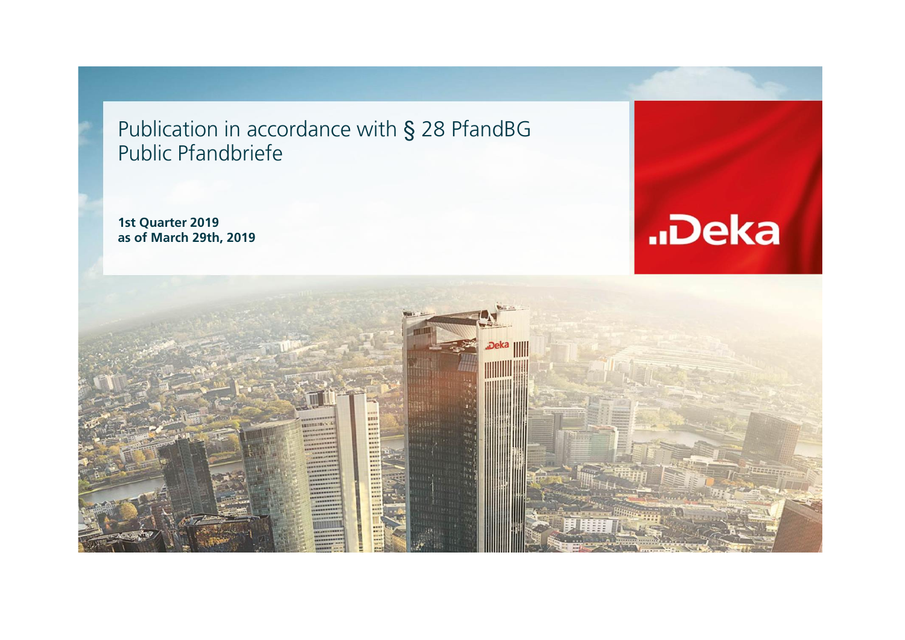# Publication in accordance with § 28 PfandBG
# Public Pfandbriefe

**1st Quarter 2019**
**as of March 29th, 2019**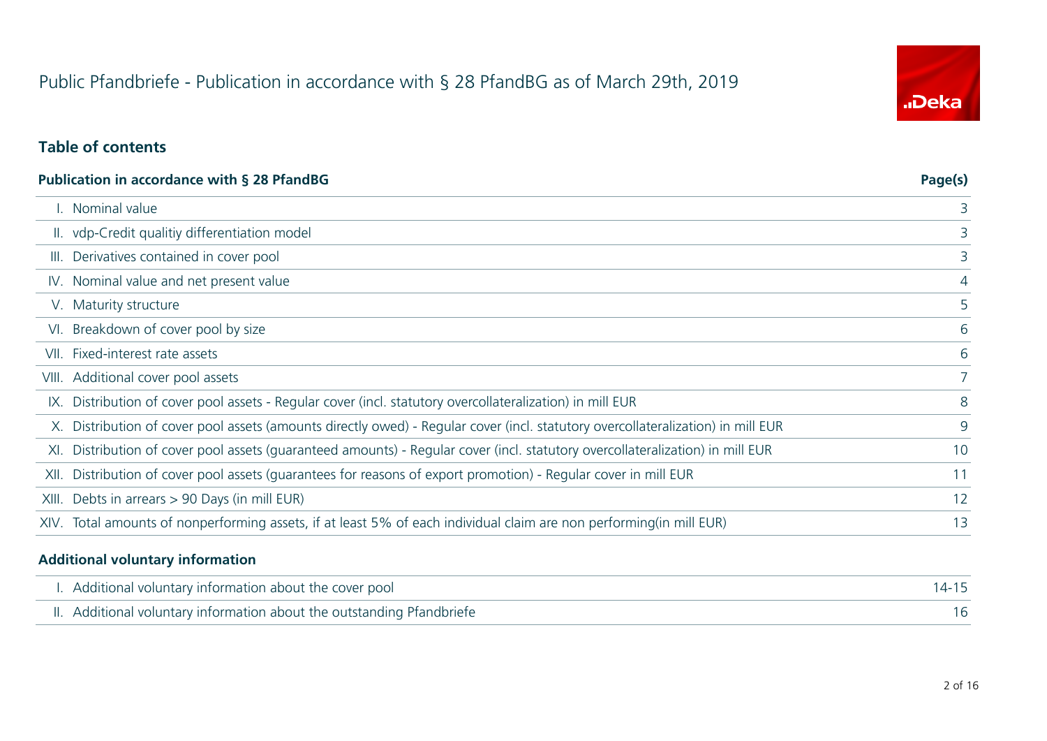# Public Pfandbriefe - Publication in accordance with § 28 PfandBG as of March 29th, 2019

## Table of contents

| Publication in accordance with § 28 PfandBG | Page(s) |
|---|---|
| I. Nominal value | 3 |
| II. vdp-Credit qualitiy differentiation model | 3 |
| III. Derivatives contained in cover pool | 3 |
| IV. Nominal value and net present value | 4 |
| V. Maturity structure | 5 |
| VI. Breakdown of cover pool by size | 6 |
| VII. Fixed-interest rate assets | 6 |
| VIII. Additional cover pool assets | 7 |
| IX. Distribution of cover pool assets - Regular cover (incl. statutory overcollateralization) in mill EUR | 8 |
| X. Distribution of cover pool assets (amounts directly owed) - Regular cover (incl. statutory overcollateralization) in mill EUR | 9 |
| XI. Distribution of cover pool assets (guaranteed amounts) - Regular cover (incl. statutory overcollateralization) in mill EUR | 10 |
| XII. Distribution of cover pool assets (guarantees for reasons of export promotion) - Regular cover in mill EUR | 11 |
| XIII. Debts in arrears > 90 Days (in mill EUR) | 12 |
| XIV. Total amounts of nonperforming assets, if at least 5% of each individual claim are non performing(in mill EUR) | 13 |

| Additional voluntary information | |
|---|---|
| I. Additional voluntary information about the cover pool | 14-15 |
| II. Additional voluntary information about the outstanding Pfandbriefe | 16 |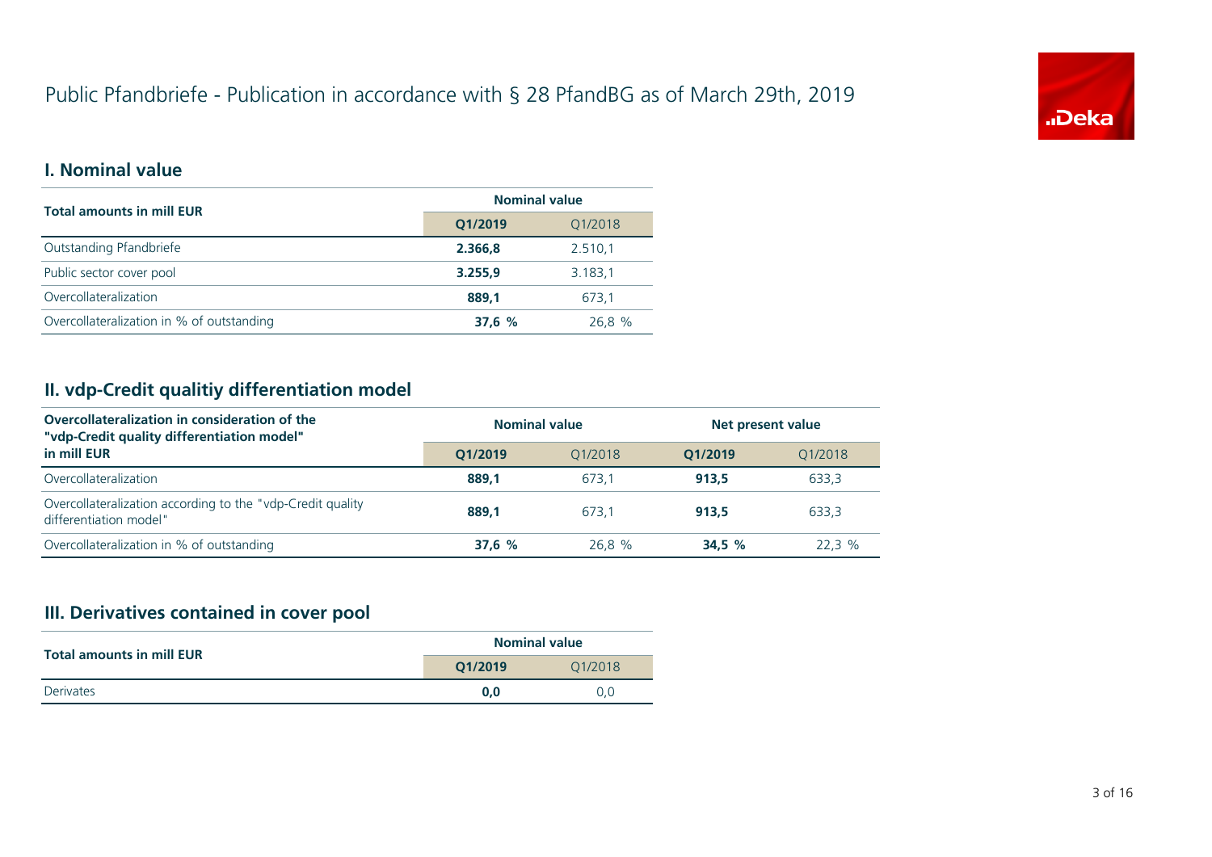# Public Pfandbriefe - Publication in accordance with § 28 PfandBG as of March 29th, 2019

## I. Nominal value

| Total amounts in mill EUR | Nominal value | |
|---|---|---|
| | **Q1/2019** | Q1/2018 |
| Outstanding Pfandbriefe | **2.366,8** | 2.510,1 |
| Public sector cover pool | **3.255,9** | 3.183,1 |
| Overcollateralization | **889,1** | 673,1 |
| Overcollateralization in % of outstanding | **37,6 %** | 26,8 % |

## II. vdp-Credit qualitiy differentiation model

| Overcollateralization in consideration of the "vdp-Credit quality differentiation model" in mill EUR | Nominal value | | Net present value | |
|---|---|---|---|---|
| | **Q1/2019** | Q1/2018 | **Q1/2019** | Q1/2018 |
| Overcollateralization | **889,1** | 673,1 | **913,5** | 633,3 |
| Overcollateralization according to the "vdp-Credit quality differentiation model" | **889,1** | 673,1 | **913,5** | 633,3 |
| Overcollateralization in % of outstanding | **37,6 %** | 26,8 % | **34,5 %** | 22,3 % |

## III. Derivatives contained in cover pool

| Total amounts in mill EUR | Nominal value | |
|---|---|---|
| | **Q1/2019** | Q1/2018 |
| Derivates | **0,0** | 0,0 |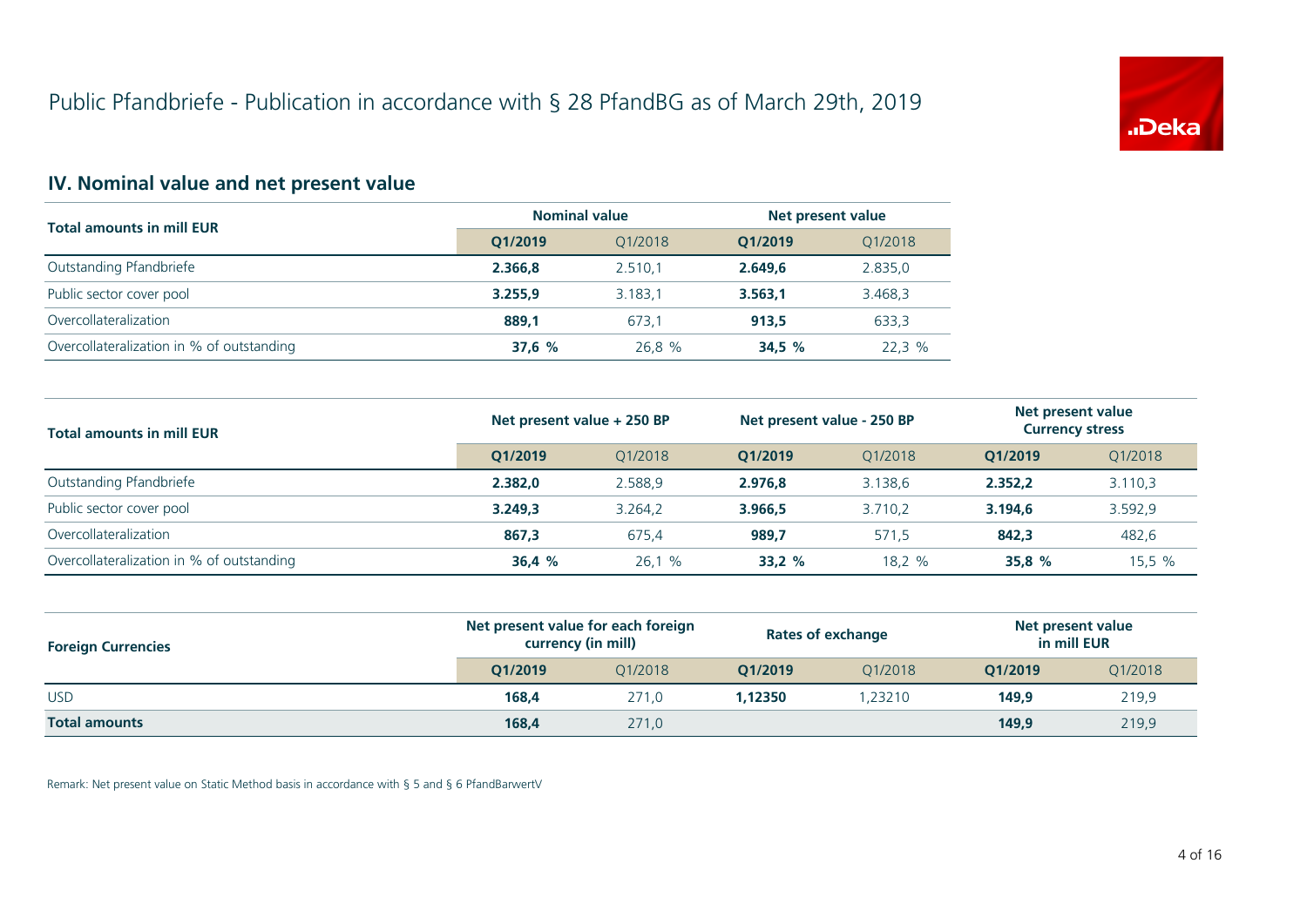# Public Pfandbriefe - Publication in accordance with § 28 PfandBG as of March 29th, 2019

## IV. Nominal value and net present value

| Total amounts in mill EUR | Nominal value | | Net present value | |
|---|---|---|---|---|
| | **Q1/2019** | Q1/2018 | **Q1/2019** | Q1/2018 |
| Outstanding Pfandbriefe | **2.366,8** | 2.510,1 | **2.649,6** | 2.835,0 |
| Public sector cover pool | **3.255,9** | 3.183,1 | **3.563,1** | 3.468,3 |
| Overcollateralization | **889,1** | 673,1 | **913,5** | 633,3 |
| Overcollateralization in % of outstanding | **37,6 %** | 26,8 % | **34,5 %** | 22,3 % |

| Total amounts in mill EUR | Net present value + 250 BP | | Net present value - 250 BP | | Net present value Currency stress | |
|---|---|---|---|---|---|---|
| | **Q1/2019** | Q1/2018 | **Q1/2019** | Q1/2018 | **Q1/2019** | Q1/2018 |
| Outstanding Pfandbriefe | **2.382,0** | 2.588,9 | **2.976,8** | 3.138,6 | **2.352,2** | 3.110,3 |
| Public sector cover pool | **3.249,3** | 3.264,2 | **3.966,5** | 3.710,2 | **3.194,6** | 3.592,9 |
| Overcollateralization | **867,3** | 675,4 | **989,7** | 571,5 | **842,3** | 482,6 |
| Overcollateralization in % of outstanding | **36,4 %** | 26,1 % | **33,2 %** | 18,2 % | **35,8 %** | 15,5 % |

| Foreign Currencies | Net present value for each foreign currency (in mill) | | Rates of exchange | | Net present value in mill EUR | |
|---|---|---|---|---|---|---|
| | **Q1/2019** | Q1/2018 | **Q1/2019** | Q1/2018 | **Q1/2019** | Q1/2018 |
| USD | **168,4** | 271,0 | **1,12350** | 1,23210 | **149,9** | 219,9 |
| **Total amounts** | **168,4** | 271,0 | | | **149,9** | 219,9 |

Remark: Net present value on Static Method basis in accordance with § 5 and § 6 PfandBarwertV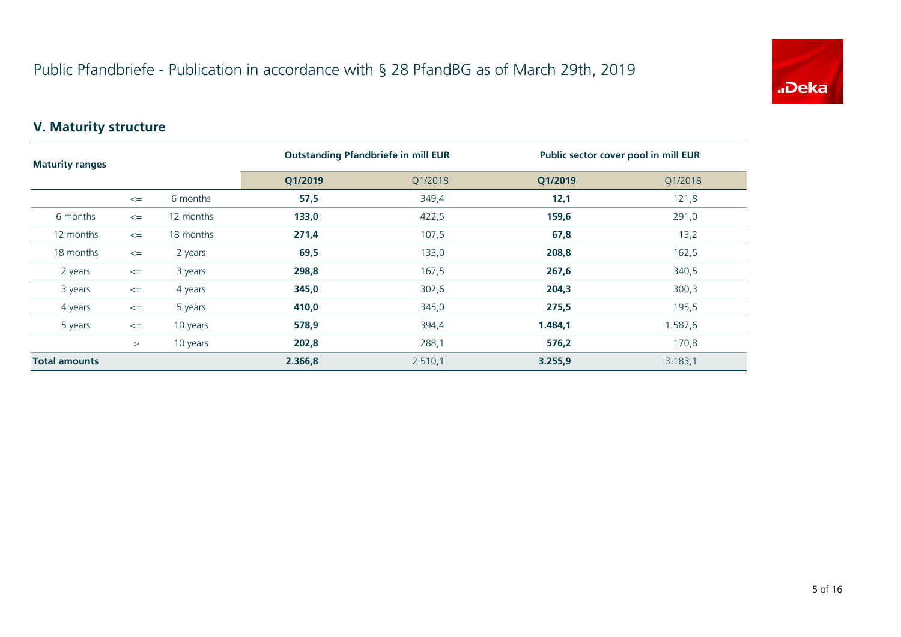# Public Pfandbriefe - Publication in accordance with § 28 PfandBG as of March 29th, 2019

## V. Maturity structure

| Maturity ranges | | | Outstanding Pfandbriefe in mill EUR | | Public sector cover pool in mill EUR | |
|---|---|---|---|---|---|---|
| | | | **Q1/2019** | Q1/2018 | **Q1/2019** | Q1/2018 |
| | <= | 6 months | **57,5** | 349,4 | **12,1** | 121,8 |
| 6 months | <= | 12 months | **133,0** | 422,5 | **159,6** | 291,0 |
| 12 months | <= | 18 months | **271,4** | 107,5 | **67,8** | 13,2 |
| 18 months | <= | 2 years | **69,5** | 133,0 | **208,8** | 162,5 |
| 2 years | <= | 3 years | **298,8** | 167,5 | **267,6** | 340,5 |
| 3 years | <= | 4 years | **345,0** | 302,6 | **204,3** | 300,3 |
| 4 years | <= | 5 years | **410,0** | 345,0 | **275,5** | 195,5 |
| 5 years | <= | 10 years | **578,9** | 394,4 | **1.484,1** | 1.587,6 |
| | > | 10 years | **202,8** | 288,1 | **576,2** | 170,8 |
| **Total amounts** | | | **2.366,8** | 2.510,1 | **3.255,9** | 3.183,1 |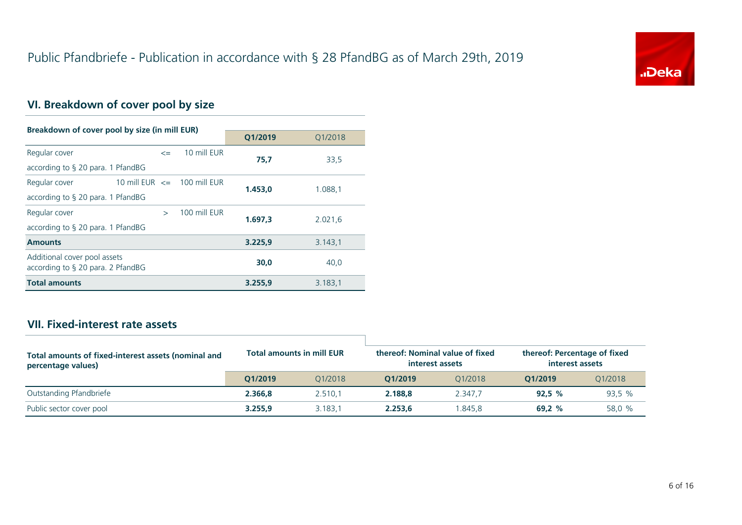# Public Pfandbriefe - Publication in accordance with § 28 PfandBG as of March 29th, 2019

## VI. Breakdown of cover pool by size

| Breakdown of cover pool by size (in mill EUR) | | | | Q1/2019 | Q1/2018 |
|---|---|---|---|---|---|
| Regular cover according to § 20 para. 1 PfandBG | | <= | 10 mill EUR | **75,7** | 33,5 |
| Regular cover according to § 20 para. 1 PfandBG | 10 mill EUR | <= | 100 mill EUR | **1.453,0** | 1.088,1 |
| Regular cover according to § 20 para. 1 PfandBG | | > | 100 mill EUR | **1.697,3** | 2.021,6 |
| **Amounts** | | | | **3.225,9** | 3.143,1 |
| Additional cover pool assets according to § 20 para. 2 PfandBG | | | | **30,0** | 40,0 |
| **Total amounts** | | | | **3.255,9** | 3.183,1 |

## VII. Fixed-interest rate assets

| Total amounts of fixed-interest assets (nominal and percentage values) | Total amounts in mill EUR | | thereof: Nominal value of fixed interest assets | | thereof: Percentage of fixed interest assets | |
|---|---|---|---|---|---|---|
| | **Q1/2019** | Q1/2018 | **Q1/2019** | Q1/2018 | **Q1/2019** | Q1/2018 |
| Outstanding Pfandbriefe | **2.366,8** | 2.510,1 | **2.188,8** | 2.347,7 | **92,5 %** | 93,5 % |
| Public sector cover pool | **3.255,9** | 3.183,1 | **2.253,6** | 1.845,8 | **69,2 %** | 58,0 % |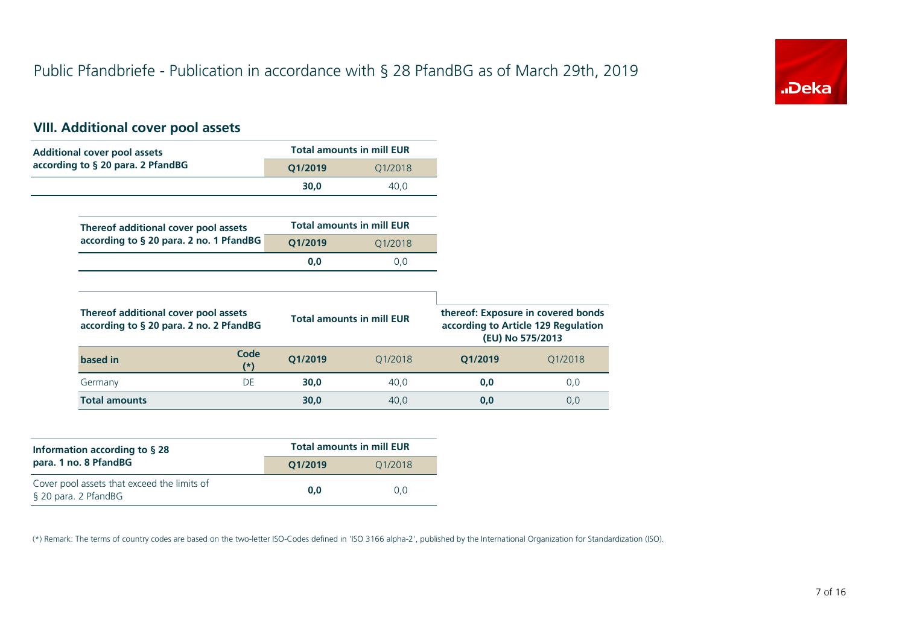# Public Pfandbriefe - Publication in accordance with § 28 PfandBG as of March 29th, 2019

## VIII. Additional cover pool assets

| Additional cover pool assets according to § 20 para. 2 PfandBG | Total amounts in mill EUR | |
|---|---|---|
| | **Q1/2019** | Q1/2018 |
| | **30,0** | 40,0 |

| Thereof additional cover pool assets according to § 20 para. 2 no. 1 PfandBG | Total amounts in mill EUR | |
|---|---|---|
| | **Q1/2019** | Q1/2018 |
| | **0,0** | 0,0 |

| Thereof additional cover pool assets according to § 20 para. 2 no. 2 PfandBG | | Total amounts in mill EUR | | thereof: Exposure in covered bonds according to Article 129 Regulation (EU) No 575/2013 | |
|---|---|---|---|---|---|
| **based in** | **Code (*)** | **Q1/2019** | Q1/2018 | **Q1/2019** | Q1/2018 |
| Germany | DE | **30,0** | 40,0 | **0,0** | 0,0 |
| **Total amounts** | | **30,0** | 40,0 | **0,0** | 0,0 |

| Information according to § 28 para. 1 no. 8 PfandBG | Total amounts in mill EUR | |
|---|---|---|
| | **Q1/2019** | Q1/2018 |
| Cover pool assets that exceed the limits of § 20 para. 2 PfandBG | **0,0** | 0,0 |

(*) Remark: The terms of country codes are based on the two-letter ISO-Codes defined in 'ISO 3166 alpha-2', published by the International Organization for Standardization (ISO).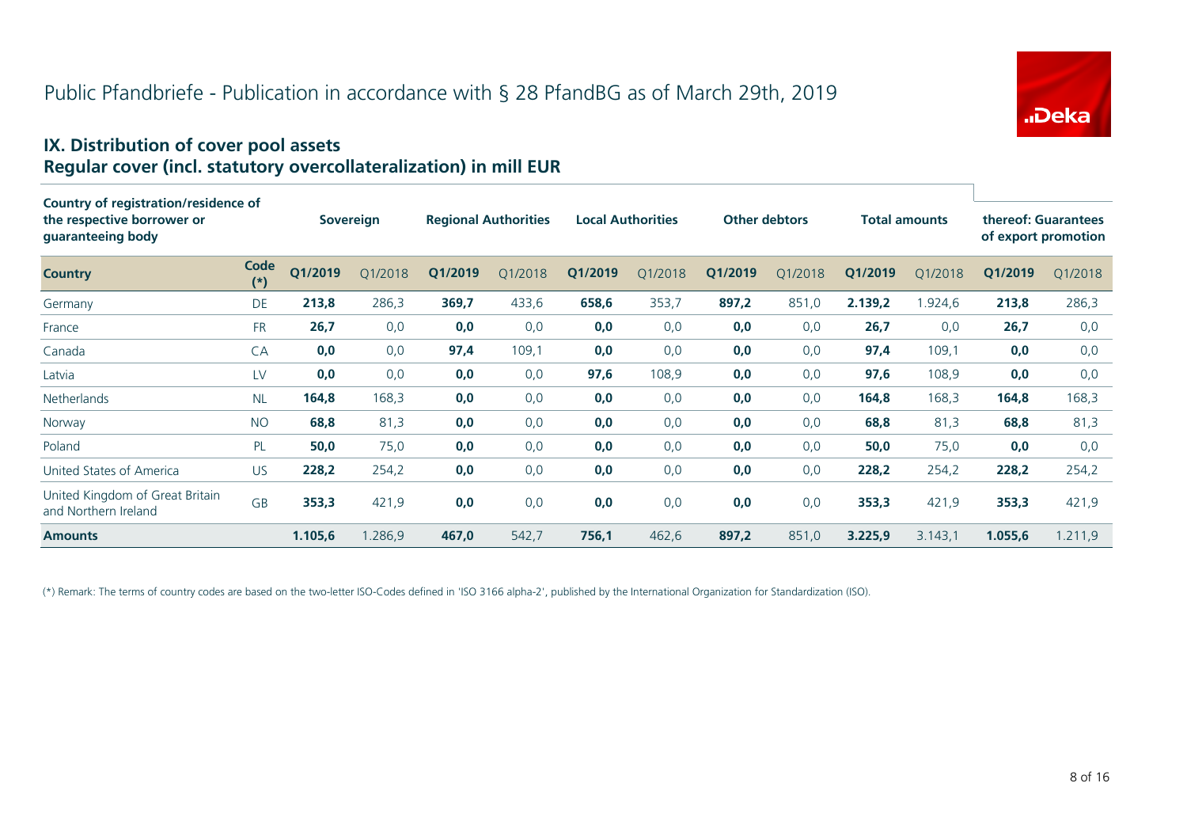# Public Pfandbriefe - Publication in accordance with § 28 PfandBG as of March 29th, 2019

## IX. Distribution of cover pool assets
## Regular cover (incl. statutory overcollateralization) in mill EUR

| Country of registration/residence of the respective borrower or guaranteeing body | | Sovereign | | Regional Authorities | | Local Authorities | | Other debtors | | Total amounts | | thereof: Guarantees of export promotion | |
|---|---|---|---|---|---|---|---|---|---|---|---|---|---|
| **Country** | **Code (*)** | **Q1/2019** | Q1/2018 | **Q1/2019** | Q1/2018 | **Q1/2019** | Q1/2018 | **Q1/2019** | Q1/2018 | **Q1/2019** | Q1/2018 | **Q1/2019** | Q1/2018 |
| Germany | DE | **213,8** | 286,3 | **369,7** | 433,6 | **658,6** | 353,7 | **897,2** | 851,0 | **2.139,2** | 1.924,6 | **213,8** | 286,3 |
| France | FR | **26,7** | 0,0 | **0,0** | 0,0 | **0,0** | 0,0 | **0,0** | 0,0 | **26,7** | 0,0 | **26,7** | 0,0 |
| Canada | CA | **0,0** | 0,0 | **97,4** | 109,1 | **0,0** | 0,0 | **0,0** | 0,0 | **97,4** | 109,1 | **0,0** | 0,0 |
| Latvia | LV | **0,0** | 0,0 | **0,0** | 0,0 | **97,6** | 108,9 | **0,0** | 0,0 | **97,6** | 108,9 | **0,0** | 0,0 |
| Netherlands | NL | **164,8** | 168,3 | **0,0** | 0,0 | **0,0** | 0,0 | **0,0** | 0,0 | **164,8** | 168,3 | **164,8** | 168,3 |
| Norway | NO | **68,8** | 81,3 | **0,0** | 0,0 | **0,0** | 0,0 | **0,0** | 0,0 | **68,8** | 81,3 | **68,8** | 81,3 |
| Poland | PL | **50,0** | 75,0 | **0,0** | 0,0 | **0,0** | 0,0 | **0,0** | 0,0 | **50,0** | 75,0 | **0,0** | 0,0 |
| United States of America | US | **228,2** | 254,2 | **0,0** | 0,0 | **0,0** | 0,0 | **0,0** | 0,0 | **228,2** | 254,2 | **228,2** | 254,2 |
| United Kingdom of Great Britain and Northern Ireland | GB | **353,3** | 421,9 | **0,0** | 0,0 | **0,0** | 0,0 | **0,0** | 0,0 | **353,3** | 421,9 | **353,3** | 421,9 |
| **Amounts** | | **1.105,6** | 1.286,9 | **467,0** | 542,7 | **756,1** | 462,6 | **897,2** | 851,0 | **3.225,9** | 3.143,1 | **1.055,6** | 1.211,9 |

(*) Remark: The terms of country codes are based on the two-letter ISO-Codes defined in 'ISO 3166 alpha-2', published by the International Organization for Standardization (ISO).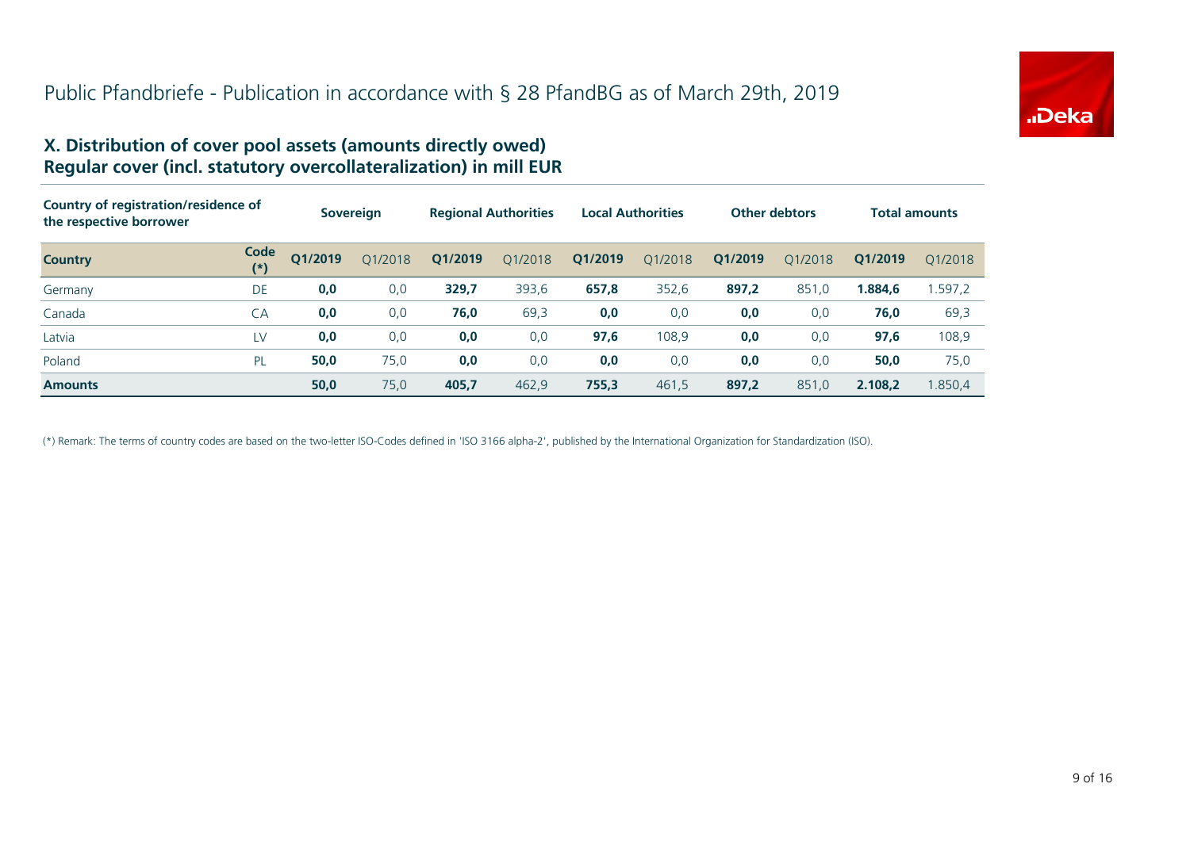# Public Pfandbriefe - Publication in accordance with § 28 PfandBG as of March 29th, 2019

## X. Distribution of cover pool assets (amounts directly owed)
## Regular cover (incl. statutory overcollateralization) in mill EUR

| Country of registration/residence of the respective borrower | | Sovereign | | Regional Authorities | | Local Authorities | | Other debtors | | Total amounts | |
|---|---|---|---|---|---|---|---|---|---|---|---|
| **Country** | **Code (*)** | **Q1/2019** | Q1/2018 | **Q1/2019** | Q1/2018 | **Q1/2019** | Q1/2018 | **Q1/2019** | Q1/2018 | **Q1/2019** | Q1/2018 |
| Germany | DE | **0,0** | 0,0 | **329,7** | 393,6 | **657,8** | 352,6 | **897,2** | 851,0 | **1.884,6** | 1.597,2 |
| Canada | CA | **0,0** | 0,0 | **76,0** | 69,3 | **0,0** | 0,0 | **0,0** | 0,0 | **76,0** | 69,3 |
| Latvia | LV | **0,0** | 0,0 | **0,0** | 0,0 | **97,6** | 108,9 | **0,0** | 0,0 | **97,6** | 108,9 |
| Poland | PL | **50,0** | 75,0 | **0,0** | 0,0 | **0,0** | 0,0 | **0,0** | 0,0 | **50,0** | 75,0 |
| **Amounts** | | **50,0** | 75,0 | **405,7** | 462,9 | **755,3** | 461,5 | **897,2** | 851,0 | **2.108,2** | 1.850,4 |

(*) Remark: The terms of country codes are based on the two-letter ISO-Codes defined in 'ISO 3166 alpha-2', published by the International Organization for Standardization (ISO).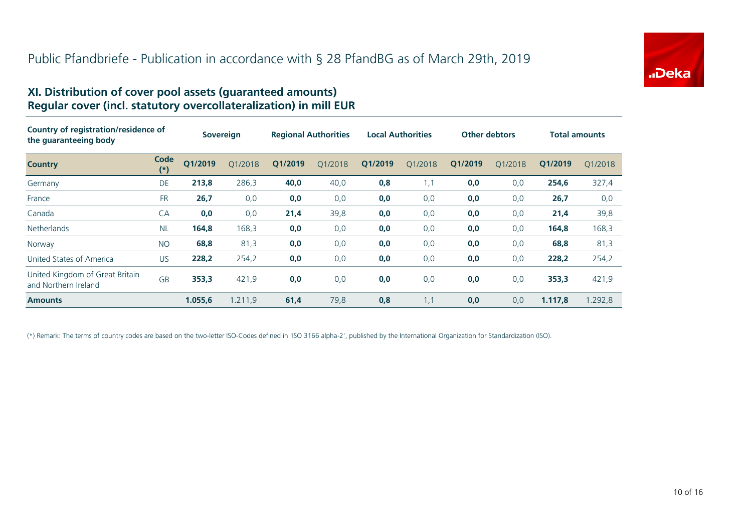# Public Pfandbriefe - Publication in accordance with § 28 PfandBG as of March 29th, 2019

## XI. Distribution of cover pool assets (guaranteed amounts)
## Regular cover (incl. statutory overcollateralization) in mill EUR

| Country of registration/residence of the guaranteeing body | | Sovereign | | Regional Authorities | | Local Authorities | | Other debtors | | Total amounts | |
|---|---|---|---|---|---|---|---|---|---|---|---|
| **Country** | **Code (*)** | **Q1/2019** | Q1/2018 | **Q1/2019** | Q1/2018 | **Q1/2019** | Q1/2018 | **Q1/2019** | Q1/2018 | **Q1/2019** | Q1/2018 |
| Germany | DE | **213,8** | 286,3 | **40,0** | 40,0 | **0,8** | 1,1 | **0,0** | 0,0 | **254,6** | 327,4 |
| France | FR | **26,7** | 0,0 | **0,0** | 0,0 | **0,0** | 0,0 | **0,0** | 0,0 | **26,7** | 0,0 |
| Canada | CA | **0,0** | 0,0 | **21,4** | 39,8 | **0,0** | 0,0 | **0,0** | 0,0 | **21,4** | 39,8 |
| Netherlands | NL | **164,8** | 168,3 | **0,0** | 0,0 | **0,0** | 0,0 | **0,0** | 0,0 | **164,8** | 168,3 |
| Norway | NO | **68,8** | 81,3 | **0,0** | 0,0 | **0,0** | 0,0 | **0,0** | 0,0 | **68,8** | 81,3 |
| United States of America | US | **228,2** | 254,2 | **0,0** | 0,0 | **0,0** | 0,0 | **0,0** | 0,0 | **228,2** | 254,2 |
| United Kingdom of Great Britain and Northern Ireland | GB | **353,3** | 421,9 | **0,0** | 0,0 | **0,0** | 0,0 | **0,0** | 0,0 | **353,3** | 421,9 |
| **Amounts** | | **1.055,6** | 1.211,9 | **61,4** | 79,8 | **0,8** | 1,1 | **0,0** | 0,0 | **1.117,8** | 1.292,8 |

(*) Remark: The terms of country codes are based on the two-letter ISO-Codes defined in 'ISO 3166 alpha-2', published by the International Organization for Standardization (ISO).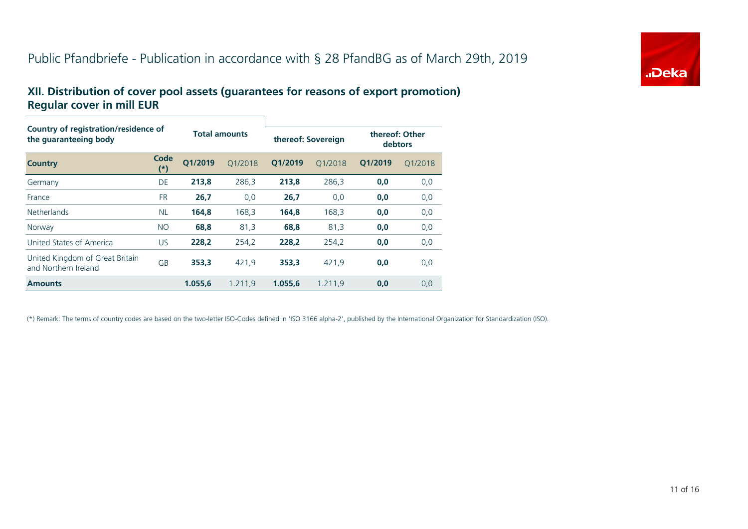# Public Pfandbriefe - Publication in accordance with § 28 PfandBG as of March 29th, 2019

## XII. Distribution of cover pool assets (guarantees for reasons of export promotion)
## Regular cover in mill EUR

| Country of registration/residence of the guaranteeing body | | Total amounts | | thereof: Sovereign | | thereof: Other debtors | |
|---|---|---|---|---|---|---|---|
| **Country** | **Code (*)** | **Q1/2019** | Q1/2018 | **Q1/2019** | Q1/2018 | **Q1/2019** | Q1/2018 |
| Germany | DE | **213,8** | 286,3 | **213,8** | 286,3 | **0,0** | 0,0 |
| France | FR | **26,7** | 0,0 | **26,7** | 0,0 | **0,0** | 0,0 |
| Netherlands | NL | **164,8** | 168,3 | **164,8** | 168,3 | **0,0** | 0,0 |
| Norway | NO | **68,8** | 81,3 | **68,8** | 81,3 | **0,0** | 0,0 |
| United States of America | US | **228,2** | 254,2 | **228,2** | 254,2 | **0,0** | 0,0 |
| United Kingdom of Great Britain and Northern Ireland | GB | **353,3** | 421,9 | **353,3** | 421,9 | **0,0** | 0,0 |
| **Amounts** | | **1.055,6** | 1.211,9 | **1.055,6** | 1.211,9 | **0,0** | 0,0 |

(*) Remark: The terms of country codes are based on the two-letter ISO-Codes defined in 'ISO 3166 alpha-2', published by the International Organization for Standardization (ISO).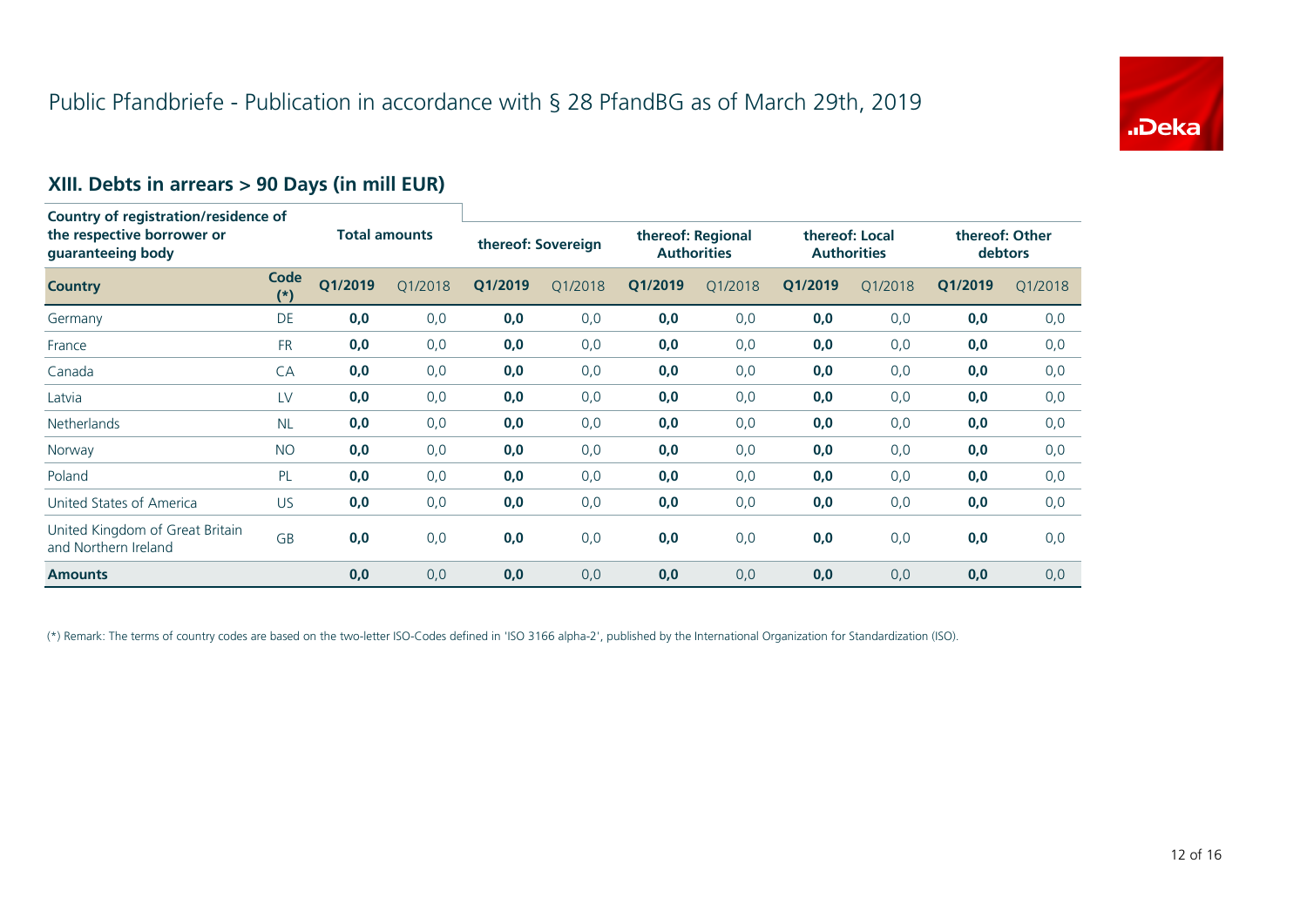# Public Pfandbriefe - Publication in accordance with § 28 PfandBG as of March 29th, 2019

## XIII. Debts in arrears > 90 Days (in mill EUR)

| Country of registration/residence of the respective borrower or guaranteeing body | | Total amounts | | thereof: Sovereign | | thereof: Regional Authorities | | thereof: Local Authorities | | thereof: Other debtors | |
|---|---|---|---|---|---|---|---|---|---|---|---|
| **Country** | **Code (*)** | **Q1/2019** | Q1/2018 | **Q1/2019** | Q1/2018 | **Q1/2019** | Q1/2018 | **Q1/2019** | Q1/2018 | **Q1/2019** | Q1/2018 |
| Germany | DE | **0,0** | 0,0 | **0,0** | 0,0 | **0,0** | 0,0 | **0,0** | 0,0 | **0,0** | 0,0 |
| France | FR | **0,0** | 0,0 | **0,0** | 0,0 | **0,0** | 0,0 | **0,0** | 0,0 | **0,0** | 0,0 |
| Canada | CA | **0,0** | 0,0 | **0,0** | 0,0 | **0,0** | 0,0 | **0,0** | 0,0 | **0,0** | 0,0 |
| Latvia | LV | **0,0** | 0,0 | **0,0** | 0,0 | **0,0** | 0,0 | **0,0** | 0,0 | **0,0** | 0,0 |
| Netherlands | NL | **0,0** | 0,0 | **0,0** | 0,0 | **0,0** | 0,0 | **0,0** | 0,0 | **0,0** | 0,0 |
| Norway | NO | **0,0** | 0,0 | **0,0** | 0,0 | **0,0** | 0,0 | **0,0** | 0,0 | **0,0** | 0,0 |
| Poland | PL | **0,0** | 0,0 | **0,0** | 0,0 | **0,0** | 0,0 | **0,0** | 0,0 | **0,0** | 0,0 |
| United States of America | US | **0,0** | 0,0 | **0,0** | 0,0 | **0,0** | 0,0 | **0,0** | 0,0 | **0,0** | 0,0 |
| United Kingdom of Great Britain and Northern Ireland | GB | **0,0** | 0,0 | **0,0** | 0,0 | **0,0** | 0,0 | **0,0** | 0,0 | **0,0** | 0,0 |
| **Amounts** | | **0,0** | 0,0 | **0,0** | 0,0 | **0,0** | 0,0 | **0,0** | 0,0 | **0,0** | 0,0 |

(*) Remark: The terms of country codes are based on the two-letter ISO-Codes defined in 'ISO 3166 alpha-2', published by the International Organization for Standardization (ISO).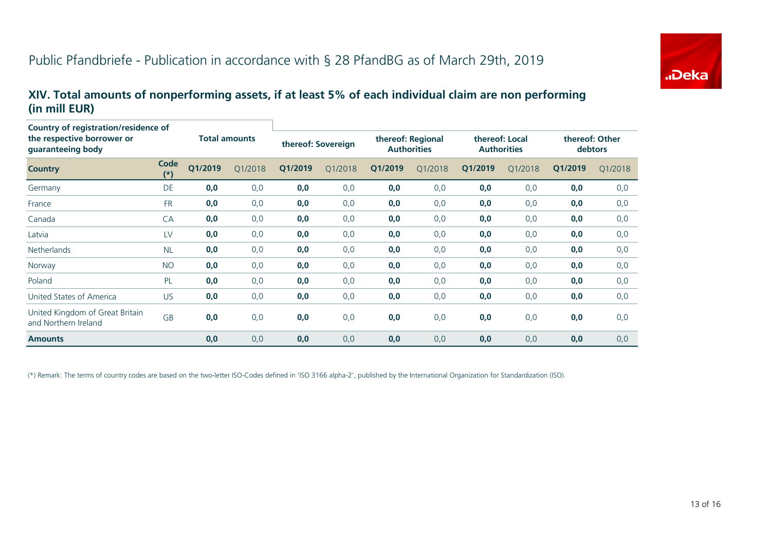# Public Pfandbriefe - Publication in accordance with § 28 PfandBG as of March 29th, 2019

## XIV. Total amounts of nonperforming assets, if at least 5% of each individual claim are non performing (in mill EUR)

| Country of registration/residence of the respective borrower or guaranteeing body | | Total amounts | | thereof: Sovereign | | thereof: Regional Authorities | | thereof: Local Authorities | | thereof: Other debtors | |
|---|---|---|---|---|---|---|---|---|---|---|---|
| **Country** | **Code (*)** | **Q1/2019** | Q1/2018 | **Q1/2019** | Q1/2018 | **Q1/2019** | Q1/2018 | **Q1/2019** | Q1/2018 | **Q1/2019** | Q1/2018 |
| Germany | DE | **0,0** | 0,0 | **0,0** | 0,0 | **0,0** | 0,0 | **0,0** | 0,0 | **0,0** | 0,0 |
| France | FR | **0,0** | 0,0 | **0,0** | 0,0 | **0,0** | 0,0 | **0,0** | 0,0 | **0,0** | 0,0 |
| Canada | CA | **0,0** | 0,0 | **0,0** | 0,0 | **0,0** | 0,0 | **0,0** | 0,0 | **0,0** | 0,0 |
| Latvia | LV | **0,0** | 0,0 | **0,0** | 0,0 | **0,0** | 0,0 | **0,0** | 0,0 | **0,0** | 0,0 |
| Netherlands | NL | **0,0** | 0,0 | **0,0** | 0,0 | **0,0** | 0,0 | **0,0** | 0,0 | **0,0** | 0,0 |
| Norway | NO | **0,0** | 0,0 | **0,0** | 0,0 | **0,0** | 0,0 | **0,0** | 0,0 | **0,0** | 0,0 |
| Poland | PL | **0,0** | 0,0 | **0,0** | 0,0 | **0,0** | 0,0 | **0,0** | 0,0 | **0,0** | 0,0 |
| United States of America | US | **0,0** | 0,0 | **0,0** | 0,0 | **0,0** | 0,0 | **0,0** | 0,0 | **0,0** | 0,0 |
| United Kingdom of Great Britain and Northern Ireland | GB | **0,0** | 0,0 | **0,0** | 0,0 | **0,0** | 0,0 | **0,0** | 0,0 | **0,0** | 0,0 |
| **Amounts** | | **0,0** | 0,0 | **0,0** | 0,0 | **0,0** | 0,0 | **0,0** | 0,0 | **0,0** | 0,0 |

(*) Remark: The terms of country codes are based on the two-letter ISO-Codes defined in 'ISO 3166 alpha-2', published by the International Organization for Standardization (ISO).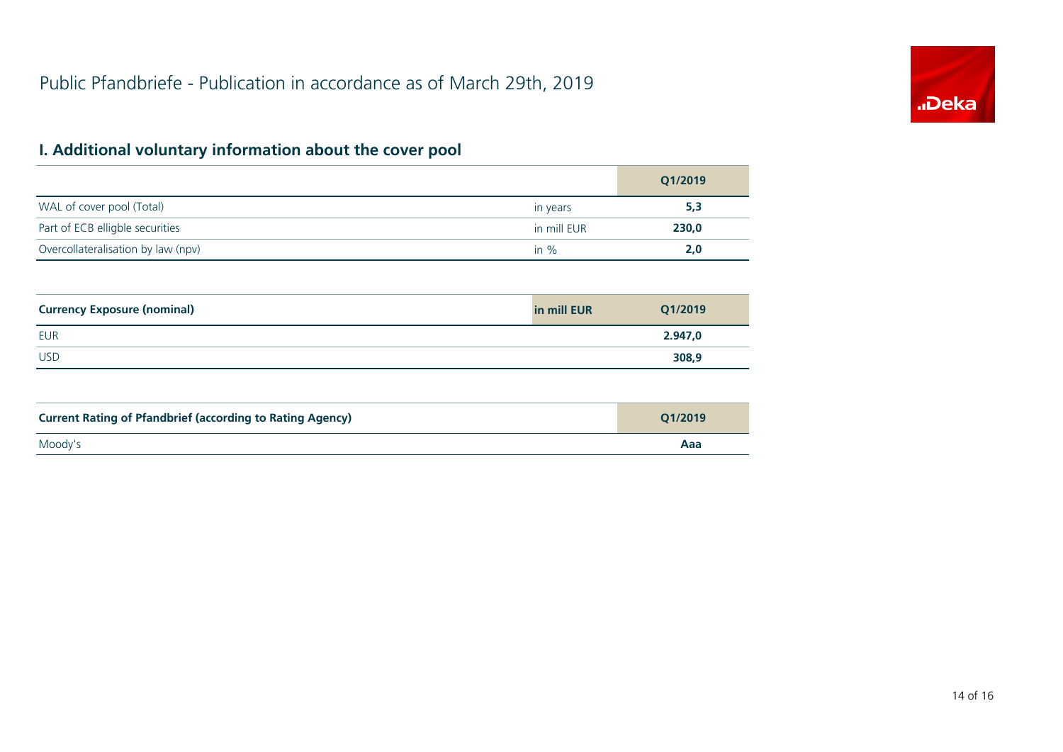# Public Pfandbriefe - Publication in accordance as of March 29th, 2019

## I. Additional voluntary information about the cover pool

| | | Q1/2019 |
|---|---|---|
| WAL of cover pool (Total) | in years | **5,3** |
| Part of ECB elligble securities | in mill EUR | **230,0** |
| Overcollateralisation by law (npv) | in % | **2,0** |

| Currency Exposure (nominal) | in mill EUR | Q1/2019 |
|---|---|---|
| EUR | | **2.947,0** |
| USD | | **308,9** |

| Current Rating of Pfandbrief (according to Rating Agency) | Q1/2019 |
|---|---|
| Moody's | **Aaa** |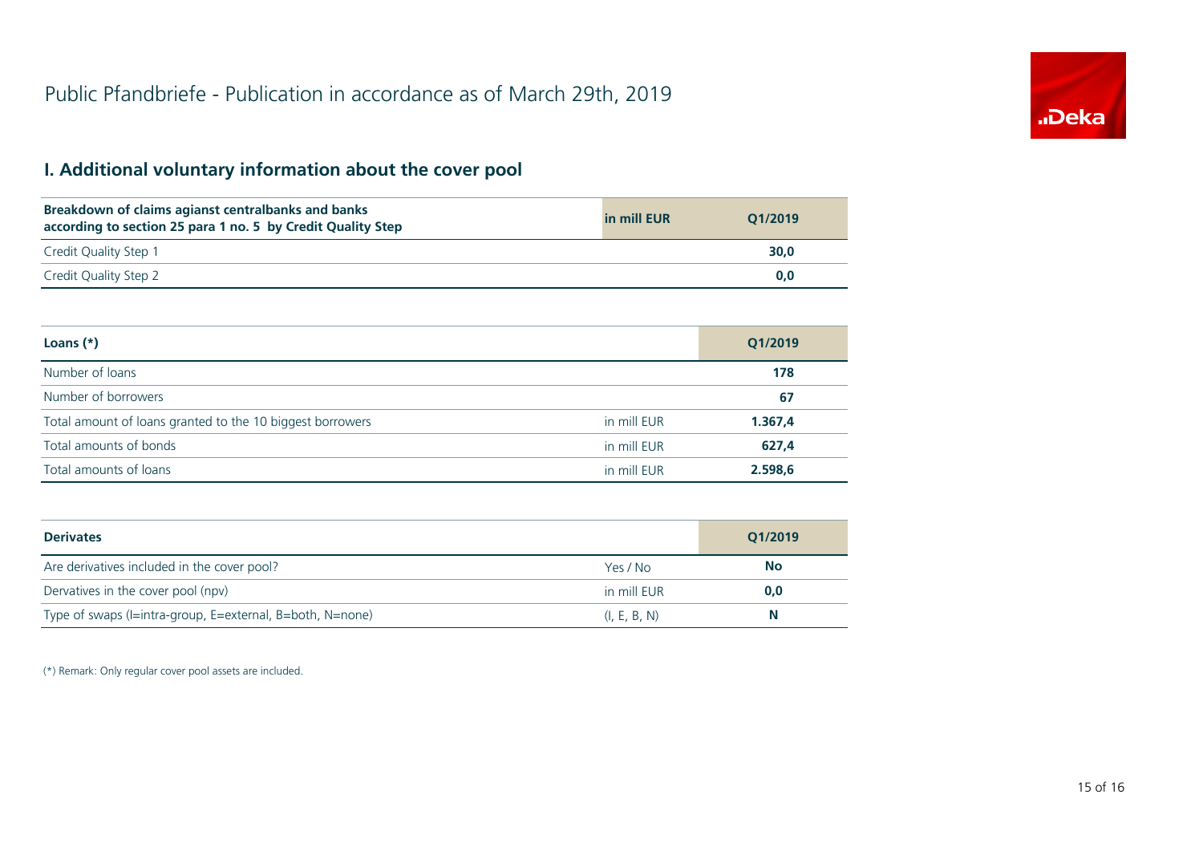# Public Pfandbriefe - Publication in accordance as of March 29th, 2019

## I. Additional voluntary information about the cover pool

| Breakdown of claims agianst centralbanks and banks according to section 25 para 1 no. 5 by Credit Quality Step | in mill EUR | Q1/2019 |
|---|---|---|
| Credit Quality Step 1 | | 30,0 |
| Credit Quality Step 2 | | 0,0 |

| Loans (*) | | Q1/2019 |
|---|---|---|
| Number of loans | | 178 |
| Number of borrowers | | 67 |
| Total amount of loans granted to the 10 biggest borrowers | in mill EUR | 1.367,4 |
| Total amounts of bonds | in mill EUR | 627,4 |
| Total amounts of loans | in mill EUR | 2.598,6 |

| Derivates | | Q1/2019 |
|---|---|---|
| Are derivatives included in the cover pool? | Yes / No | No |
| Dervatives in the cover pool (npv) | in mill EUR | 0,0 |
| Type of swaps (I=intra-group, E=external, B=both, N=none) | (I, E, B, N) | N |

(*) Remark: Only regular cover pool assets are included.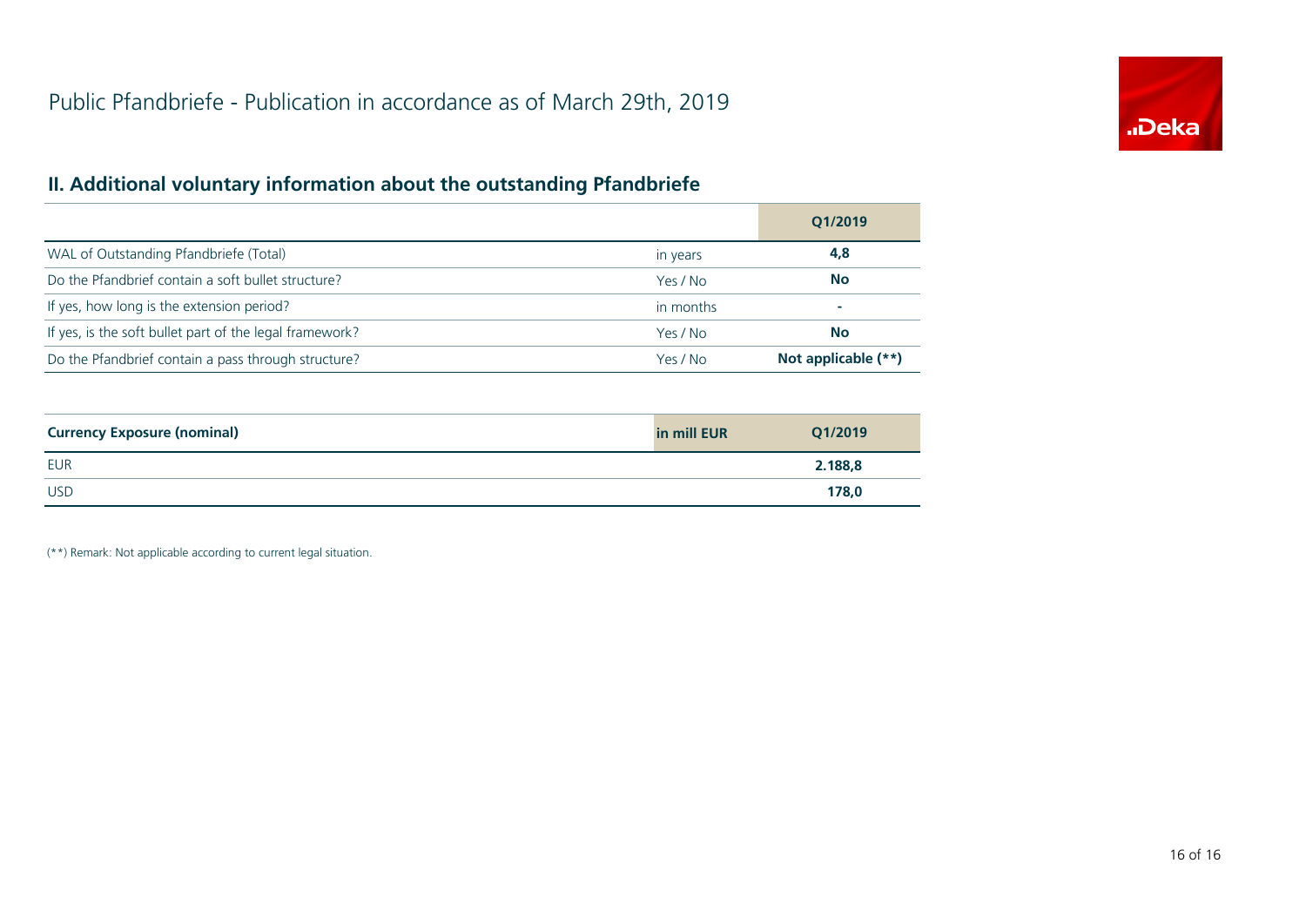# Public Pfandbriefe - Publication in accordance as of March 29th, 2019

## II. Additional voluntary information about the outstanding Pfandbriefe

| | | Q1/2019 |
|---|---|---|
| WAL of Outstanding Pfandbriefe (Total) | in years | **4,8** |
| Do the Pfandbrief contain a soft bullet structure? | Yes / No | **No** |
| If yes, how long is the extension period? | in months | **-** |
| If yes, is the soft bullet part of the legal framework? | Yes / No | **No** |
| Do the Pfandbrief contain a pass through structure? | Yes / No | **Not applicable (**)** |

| **Currency Exposure (nominal)** | **in mill EUR** | **Q1/2019** |
|---|---|---|
| EUR | | **2.188,8** |
| USD | | **178,0** |

(**) Remark: Not applicable according to current legal situation.